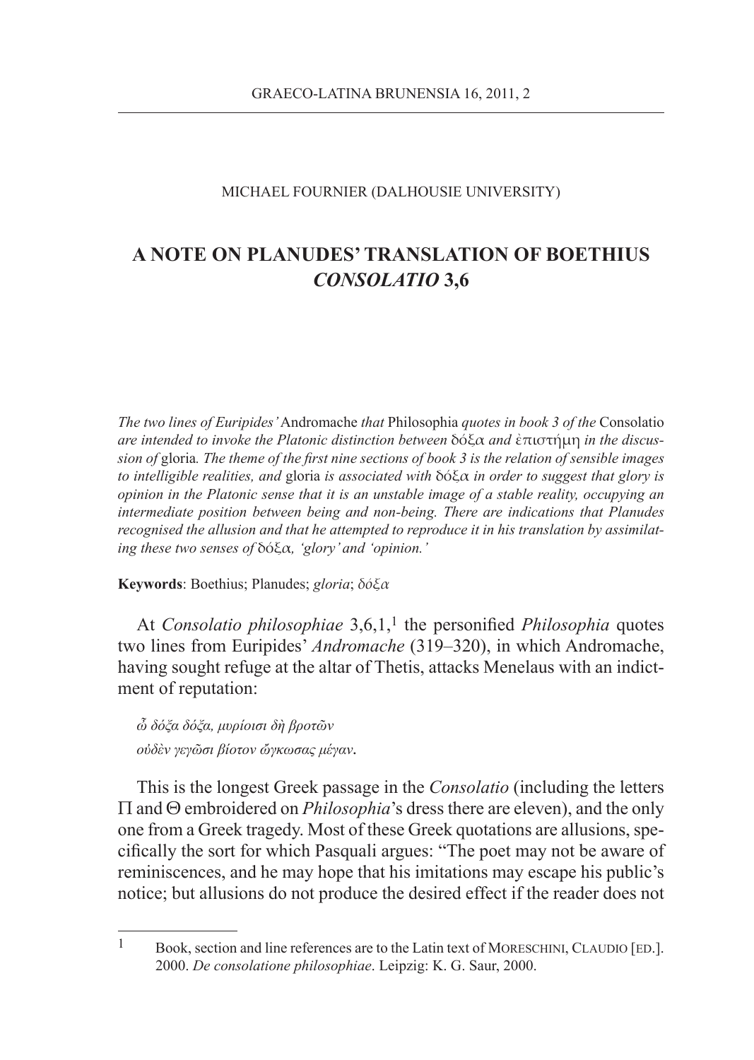MICHAEL FOURNIER (DALHOUSIE UNIVERSITY)

# A NOTE ON PLANUDES' TRANSLATION OF BOETHIUS *CONSOLATIO* 3,6

*The two lines of Euripides'* Andromache *that* Philosophia *quotes in book 3 of the* Consolatio *are intended to invoke the Platonic distinction between* δόξα *and* ἐπιστήμη *in the discussion of* gloria*. The theme of the first nine sections of book 3 is the relation of sensible images to intelligible realities, and* gloria *is associated with* δόξα *in order to suggest that glory is opinion in the Platonic sense that it is an unstable image of a stable reality, occupying an intermediate position between being and non-being. There are indications that Planudes recognised the allusion and that he attempted to reproduce it in his translation by assimilating these two senses of* δόξα*, 'glory' and 'opinion.'*

**Keywords**: Boethius; Planudes; *gloria*; *δόξα*

At *Consolatio philosophiae* 3,6,1,[1] the personified *Philosophia* quotes two lines from Euripides' *Andromache* (319–320), in which Andromache, having sought refuge at the altar of Thetis, attacks Menelaus with an indictment of reputation:

*ὦ δόξα δόξα, μυρίοισι δὴ βροτῶν*
*οὐδὲν γεγῶσι βίοτον ὤγκωσας μέγαν.*

This is the longest Greek passage in the *Consolatio* (including the letters Π and Θ embroidered on *Philosophia*'s dress there are eleven), and the only one from a Greek tragedy. Most of these Greek quotations are allusions, specifically the sort for which Pasquali argues: "The poet may not be aware of reminiscences, and he may hope that his imitations may escape his public's notice; but allusions do not produce the desired effect if the reader does not

[1] Book, section and line references are to the Latin text of MORESCHINI, CLAUDIO [ED.]. 2000. *De consolatione philosophiae*. Leipzig: K. G. Saur, 2000.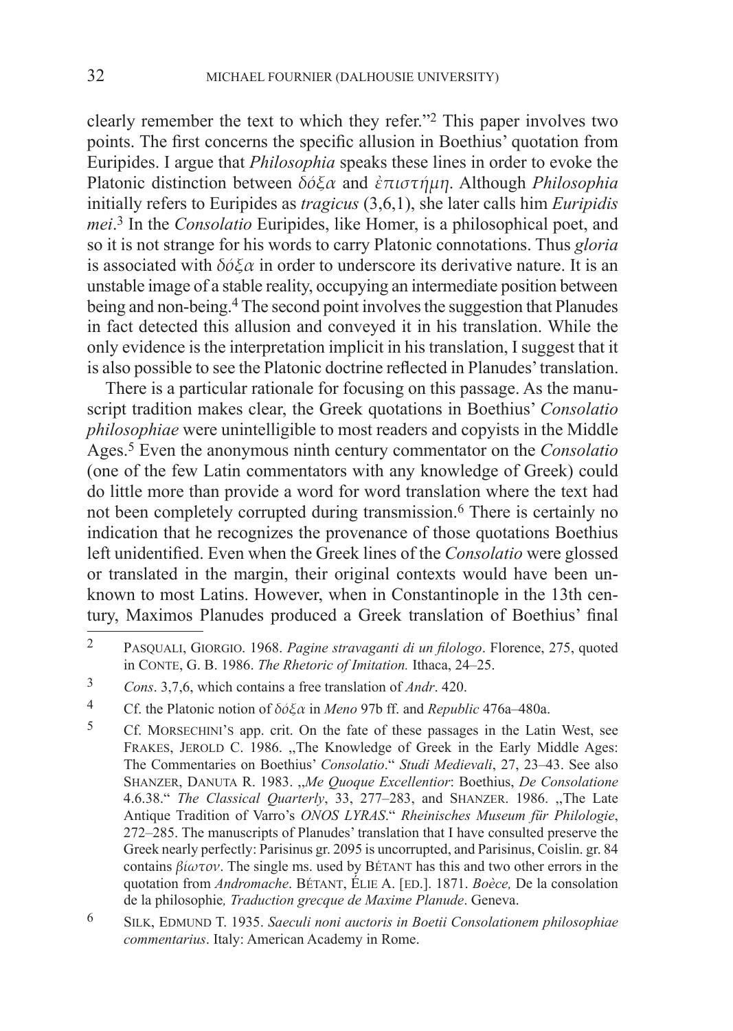clearly remember the text to which they refer."[2] This paper involves two points. The first concerns the specific allusion in Boethius' quotation from Euripides. I argue that *Philosophia* speaks these lines in order to evoke the Platonic distinction between *δόξα* and *ἐπιστήμη*. Although *Philosophia* initially refers to Euripides as *tragicus* (3,6,1), she later calls him *Euripidis mei*.[3] In the *Consolatio* Euripides, like Homer, is a philosophical poet, and so it is not strange for his words to carry Platonic connotations. Thus *gloria* is associated with *δόξα* in order to underscore its derivative nature. It is an unstable image of a stable reality, occupying an intermediate position between being and non-being.[4] The second point involves the suggestion that Planudes in fact detected this allusion and conveyed it in his translation. While the only evidence is the interpretation implicit in his translation, I suggest that it is also possible to see the Platonic doctrine reflected in Planudes' translation.

There is a particular rationale for focusing on this passage. As the manuscript tradition makes clear, the Greek quotations in Boethius' *Consolatio philosophiae* were unintelligible to most readers and copyists in the Middle Ages.[5] Even the anonymous ninth century commentator on the *Consolatio* (one of the few Latin commentators with any knowledge of Greek) could do little more than provide a word for word translation where the text had not been completely corrupted during transmission.[6] There is certainly no indication that he recognizes the provenance of those quotations Boethius left unidentified. Even when the Greek lines of the *Consolatio* were glossed or translated in the margin, their original contexts would have been unknown to most Latins. However, when in Constantinople in the 13th century, Maximos Planudes produced a Greek translation of Boethius' final

---

[2] Pasquali, Giorgio. 1968. *Pagine stravaganti di un filologo*. Florence, 275, quoted in Conte, G. B. 1986. *The Rhetoric of Imitation.* Ithaca, 24–25.

[3] *Cons*. 3,7,6, which contains a free translation of *Andr*. 420.

[4] Cf. the Platonic notion of *δόξα* in *Meno* 97b ff. and *Republic* 476a–480a.

[5] Cf. Morsechini's app. crit. On the fate of these passages in the Latin West, see Frakes, Jerold C. 1986. „The Knowledge of Greek in the Early Middle Ages: The Commentaries on Boethius' *Consolatio*." *Studi Medievali*, 27, 23–43. See also Shanzer, Danuta R. 1983. „*Me Quoque Excellentior*: Boethius, *De Consolatione* 4.6.38." *The Classical Quarterly*, 33, 277–283, and Shanzer. 1986. „The Late Antique Tradition of Varro's *ONOS LYRAS*." *Rheinisches Museum für Philologie*, 272–285. The manuscripts of Planudes' translation that I have consulted preserve the Greek nearly perfectly: Parisinus gr. 2095 is uncorrupted, and Parisinus, Coislin. gr. 84 contains *βίωτον*. The single ms. used by Bétant has this and two other errors in the quotation from *Andromache*. Bétant, Élie A. [ed.]. 1871. *Boèce,* De la consolation de la philosophie*, Traduction grecque de Maxime Planude*. Geneva.

[6] Silk, Edmund T. 1935. *Saeculi noni auctoris in Boetii Consolationem philosophiae commentarius*. Italy: American Academy in Rome.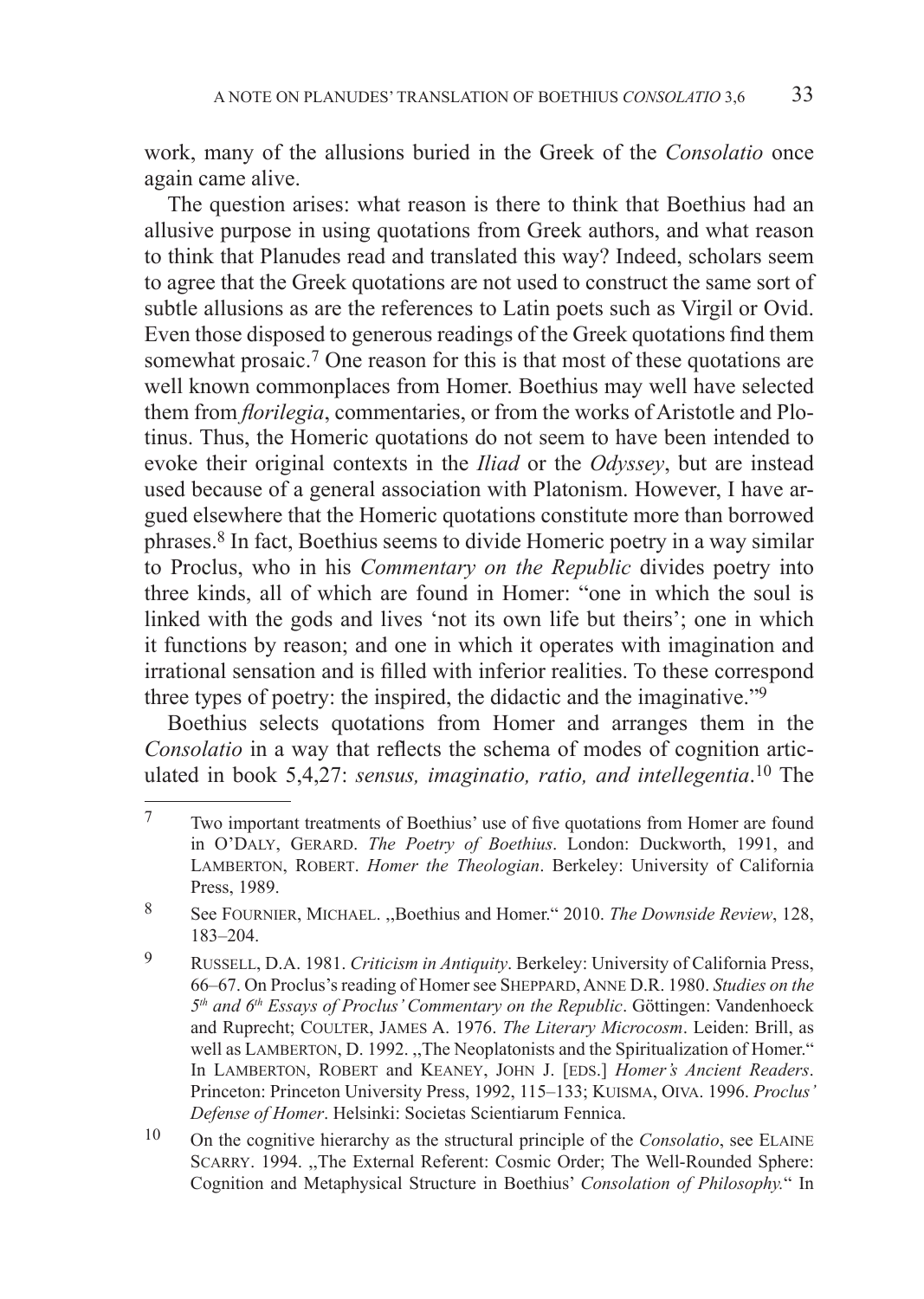work, many of the allusions buried in the Greek of the *Consolatio* once again came alive.

The question arises: what reason is there to think that Boethius had an allusive purpose in using quotations from Greek authors, and what reason to think that Planudes read and translated this way? Indeed, scholars seem to agree that the Greek quotations are not used to construct the same sort of subtle allusions as are the references to Latin poets such as Virgil or Ovid. Even those disposed to generous readings of the Greek quotations find them somewhat prosaic.[7] One reason for this is that most of these quotations are well known commonplaces from Homer. Boethius may well have selected them from *florilegia*, commentaries, or from the works of Aristotle and Plotinus. Thus, the Homeric quotations do not seem to have been intended to evoke their original contexts in the *Iliad* or the *Odyssey*, but are instead used because of a general association with Platonism. However, I have argued elsewhere that the Homeric quotations constitute more than borrowed phrases.[8] In fact, Boethius seems to divide Homeric poetry in a way similar to Proclus, who in his *Commentary on the Republic* divides poetry into three kinds, all of which are found in Homer: "one in which the soul is linked with the gods and lives 'not its own life but theirs'; one in which it functions by reason; and one in which it operates with imagination and irrational sensation and is filled with inferior realities. To these correspond three types of poetry: the inspired, the didactic and the imaginative."[9]

Boethius selects quotations from Homer and arranges them in the *Consolatio* in a way that reflects the schema of modes of cognition articulated in book 5,4,27: *sensus, imaginatio, ratio, and intellegentia*.[10] The

---

[7] Two important treatments of Boethius' use of five quotations from Homer are found in O'Daly, Gerard. *The Poetry of Boethius*. London: Duckworth, 1991, and Lamberton, Robert. *Homer the Theologian*. Berkeley: University of California Press, 1989.

[8] See Fournier, Michael. „Boethius and Homer." 2010. *The Downside Review*, 128, 183–204.

[9] Russell, D.A. 1981. *Criticism in Antiquity*. Berkeley: University of California Press, 66–67. On Proclus's reading of Homer see Sheppard, Anne D.R. 1980. *Studies on the 5th and 6th Essays of Proclus' Commentary on the Republic*. Göttingen: Vandenhoeck and Ruprecht; Coulter, James A. 1976. *The Literary Microcosm*. Leiden: Brill, as well as Lamberton, D. 1992. „The Neoplatonists and the Spiritualization of Homer." In Lamberton, Robert and Keaney, John J. [eds.] *Homer's Ancient Readers*. Princeton: Princeton University Press, 1992, 115–133; Kuisma, Oiva. 1996. *Proclus' Defense of Homer*. Helsinki: Societas Scientiarum Fennica.

[10] On the cognitive hierarchy as the structural principle of the *Consolatio*, see Elaine Scarry. 1994. „The External Referent: Cosmic Order; The Well-Rounded Sphere: Cognition and Metaphysical Structure in Boethius' *Consolation of Philosophy.*" In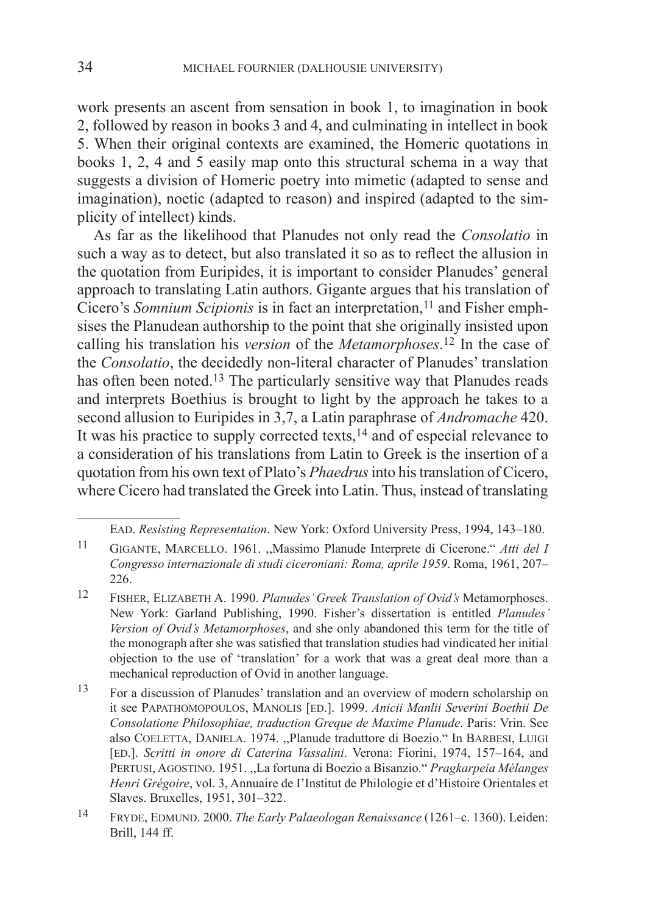work presents an ascent from sensation in book 1, to imagination in book 2, followed by reason in books 3 and 4, and culminating in intellect in book 5. When their original contexts are examined, the Homeric quotations in books 1, 2, 4 and 5 easily map onto this structural schema in a way that suggests a division of Homeric poetry into mimetic (adapted to sense and imagination), noetic (adapted to reason) and inspired (adapted to the simplicity of intellect) kinds.

As far as the likelihood that Planudes not only read the *Consolatio* in such a way as to detect, but also translated it so as to reflect the allusion in the quotation from Euripides, it is important to consider Planudes' general approach to translating Latin authors. Gigante argues that his translation of Cicero's *Somnium Scipionis* is in fact an interpretation,[11] and Fisher emphsises the Planudean authorship to the point that she originally insisted upon calling his translation his *version* of the *Metamorphoses*.[12] In the case of the *Consolatio*, the decidedly non-literal character of Planudes' translation has often been noted.[13] The particularly sensitive way that Planudes reads and interprets Boethius is brought to light by the approach he takes to a second allusion to Euripides in 3,7, a Latin paraphrase of *Andromache* 420. It was his practice to supply corrected texts,[14] and of especial relevance to a consideration of his translations from Latin to Greek is the insertion of a quotation from his own text of Plato's *Phaedrus* into his translation of Cicero, where Cicero had translated the Greek into Latin. Thus, instead of translating

---

EAD. *Resisting Representation*. New York: Oxford University Press, 1994, 143–180.

11 GIGANTE, MARCELLO. 1961. „Massimo Planude Interprete di Cicerone." *Atti del I Congresso internazionale di studi ciceroniani: Roma, aprile 1959*. Roma, 1961, 207–226.

12 FISHER, ELIZABETH A. 1990. *Planudes' Greek Translation of Ovid's* Metamorphoses. New York: Garland Publishing, 1990. Fisher's dissertation is entitled *Planudes' Version of Ovid's Metamorphoses*, and she only abandoned this term for the title of the monograph after she was satisfied that translation studies had vindicated her initial objection to the use of 'translation' for a work that was a great deal more than a mechanical reproduction of Ovid in another language.

13 For a discussion of Planudes' translation and an overview of modern scholarship on it see PAPATHOMOPOULOS, MANOLIS [ED.]. 1999. *Anicii Manlii Severini Boethii De Consolatione Philosophiae, traduction Greque de Maxime Planude*. Paris: Vrin. See also COELETTA, DANIELA. 1974. „Planude traduttore di Boezio." In BARBESI, LUIGI [ED.]. *Scritti in onore di Caterina Vassalini*. Verona: Fiorini, 1974, 157–164, and PERTUSI, AGOSTINO. 1951. „La fortuna di Boezio a Bisanzio." *Pragkarpeia Mélanges Henri Grégoire*, vol. 3, Annuaire de I'Institut de Philologie et d'Histoire Orientales et Slaves. Bruxelles, 1951, 301–322.

14 FRYDE, EDMUND. 2000. *The Early Palaeologan Renaissance* (1261–c. 1360). Leiden: Brill, 144 ff.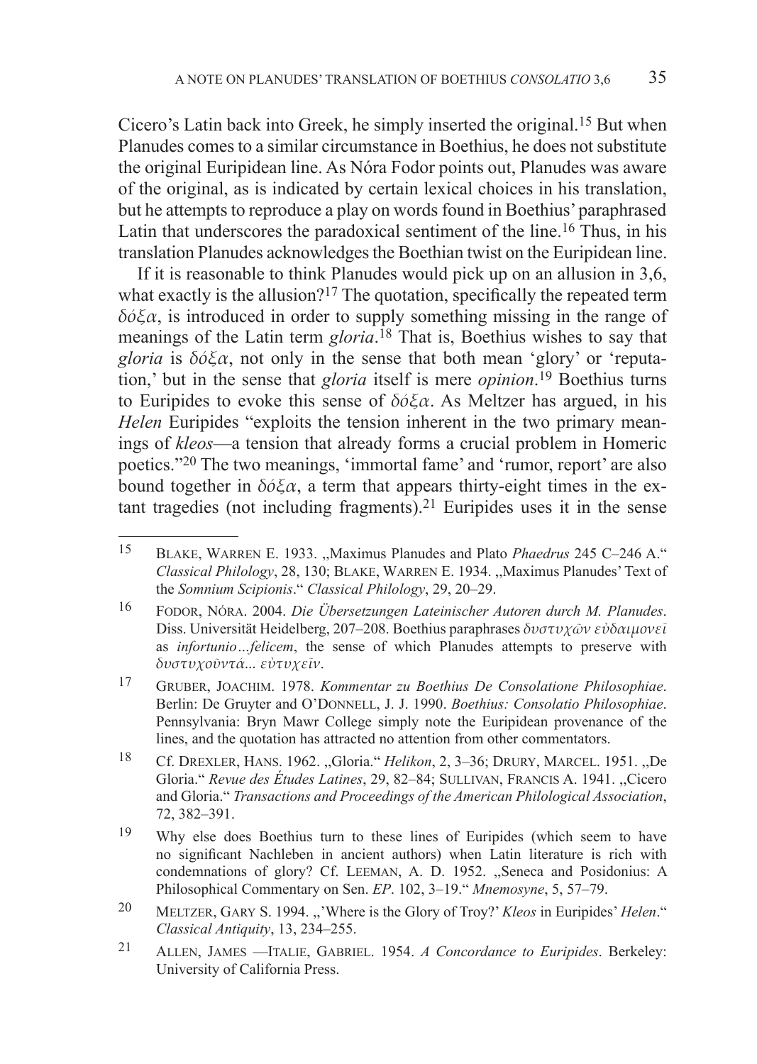Cicero's Latin back into Greek, he simply inserted the original.[15] But when Planudes comes to a similar circumstance in Boethius, he does not substitute the original Euripidean line. As Nóra Fodor points out, Planudes was aware of the original, as is indicated by certain lexical choices in his translation, but he attempts to reproduce a play on words found in Boethius' paraphrased Latin that underscores the paradoxical sentiment of the line.[16] Thus, in his translation Planudes acknowledges the Boethian twist on the Euripidean line.

If it is reasonable to think Planudes would pick up on an allusion in 3,6, what exactly is the allusion?[17] The quotation, specifically the repeated term *δόξα*, is introduced in order to supply something missing in the range of meanings of the Latin term *gloria*.[18] That is, Boethius wishes to say that *gloria* is *δόξα*, not only in the sense that both mean 'glory' or 'reputation,' but in the sense that *gloria* itself is mere *opinion*.[19] Boethius turns to Euripides to evoke this sense of *δόξα*. As Meltzer has argued, in his *Helen* Euripides "exploits the tension inherent in the two primary meanings of *kleos*—a tension that already forms a crucial problem in Homeric poetics."[20] The two meanings, 'immortal fame' and 'rumor, report' are also bound together in *δόξα*, a term that appears thirty-eight times in the extant tragedies (not including fragments).[21] Euripides uses it in the sense

---

[15] Blake, Warren E. 1933. „Maximus Planudes and Plato *Phaedrus* 245 C–246 A." *Classical Philology*, 28, 130; Blake, Warren E. 1934. „Maximus Planudes' Text of the *Somnium Scipionis*." *Classical Philology*, 29, 20–29.

[16] Fodor, Nóra. 2004. *Die Übersetzungen Lateinischer Autoren durch M. Planudes*. Diss. Universität Heidelberg, 207–208. Boethius paraphrases *δυστυχῶν εὐδαιμονεῖ* as *infortunio…felicem*, the sense of which Planudes attempts to preserve with *δυστυχοῦντά... εὐτυχεῖν*.

[17] Gruber, Joachim. 1978. *Kommentar zu Boethius De Consolatione Philosophiae*. Berlin: De Gruyter and O'Donnell, J. J. 1990. *Boethius: Consolatio Philosophiae*. Pennsylvania: Bryn Mawr College simply note the Euripidean provenance of the lines, and the quotation has attracted no attention from other commentators.

[18] Cf. Drexler, Hans. 1962. „Gloria." *Helikon*, 2, 3–36; Drury, Marcel. 1951. „De Gloria." *Revue des Études Latines*, 29, 82–84; Sullivan, Francis A. 1941. „Cicero and Gloria." *Transactions and Proceedings of the American Philological Association*, 72, 382–391.

[19] Why else does Boethius turn to these lines of Euripides (which seem to have no significant Nachleben in ancient authors) when Latin literature is rich with condemnations of glory? Cf. Leeman, A. D. 1952. „Seneca and Posidonius: A Philosophical Commentary on Sen. *EP*. 102, 3–19." *Mnemosyne*, 5, 57–79.

[20] Meltzer, Gary S. 1994. „'Where is the Glory of Troy?' *Kleos* in Euripides' *Helen*." *Classical Antiquity*, 13, 234–255.

[21] Allen, James —Italie, Gabriel. 1954. *A Concordance to Euripides*. Berkeley: University of California Press.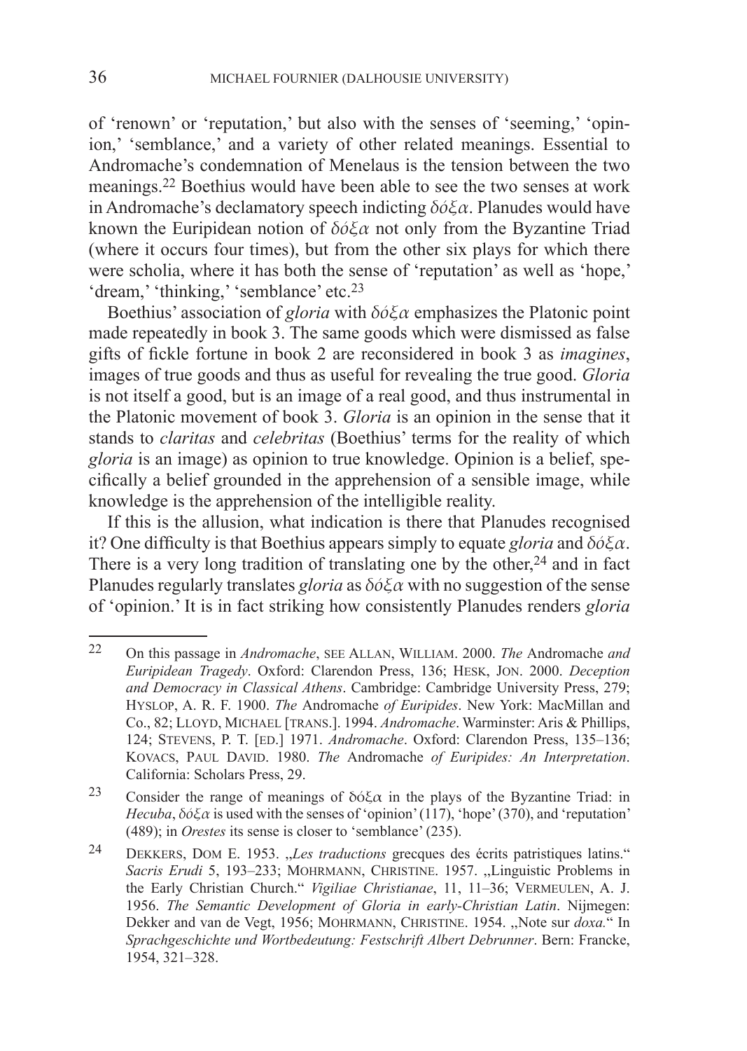of 'renown' or 'reputation,' but also with the senses of 'seeming,' 'opinion,' 'semblance,' and a variety of other related meanings. Essential to Andromache's condemnation of Menelaus is the tension between the two meanings.[22] Boethius would have been able to see the two senses at work in Andromache's declamatory speech indicting *δόξα*. Planudes would have known the Euripidean notion of *δόξα* not only from the Byzantine Triad (where it occurs four times), but from the other six plays for which there were scholia, where it has both the sense of 'reputation' as well as 'hope,' 'dream,' 'thinking,' 'semblance' etc.[23]

Boethius' association of *gloria* with *δόξα* emphasizes the Platonic point made repeatedly in book 3. The same goods which were dismissed as false gifts of fickle fortune in book 2 are reconsidered in book 3 as *imagines*, images of true goods and thus as useful for revealing the true good. *Gloria* is not itself a good, but is an image of a real good, and thus instrumental in the Platonic movement of book 3. *Gloria* is an opinion in the sense that it stands to *claritas* and *celebritas* (Boethius' terms for the reality of which *gloria* is an image) as opinion to true knowledge. Opinion is a belief, specifically a belief grounded in the apprehension of a sensible image, while knowledge is the apprehension of the intelligible reality.

If this is the allusion, what indication is there that Planudes recognised it? One difficulty is that Boethius appears simply to equate *gloria* and *δόξα*. There is a very long tradition of translating one by the other,[24] and in fact Planudes regularly translates *gloria* as *δόξα* with no suggestion of the sense of 'opinion.' It is in fact striking how consistently Planudes renders *gloria*

---

[22] On this passage in *Andromache*, SEE ALLAN, WILLIAM. 2000. *The* Andromache *and Euripidean Tragedy*. Oxford: Clarendon Press, 136; HESK, JON. 2000. *Deception and Democracy in Classical Athens*. Cambridge: Cambridge University Press, 279; HYSLOP, A. R. F. 1900. *The* Andromache *of Euripides*. New York: MacMillan and Co., 82; LLOYD, MICHAEL [TRANS.]. 1994. *Andromache*. Warminster: Aris & Phillips, 124; STEVENS, P. T. [ED.] 1971. *Andromache*. Oxford: Clarendon Press, 135–136; KOVACS, PAUL DAVID. 1980. *The* Andromache *of Euripides: An Interpretation*. California: Scholars Press, 29.

[23] Consider the range of meanings of δόξα in the plays of the Byzantine Triad: in *Hecuba*, *δόξα* is used with the senses of 'opinion' (117), 'hope' (370), and 'reputation' (489); in *Orestes* its sense is closer to 'semblance' (235).

[24] DEKKERS, DOM E. 1953. „*Les traductions* grecques des écrits patristiques latins." *Sacris Erudi* 5, 193–233; MOHRMANN, CHRISTINE. 1957. „Linguistic Problems in the Early Christian Church." *Vigiliae Christianae*, 11, 11–36; VERMEULEN, A. J. 1956. *The Semantic Development of Gloria in early-Christian Latin*. Nijmegen: Dekker and van de Vegt, 1956; MOHRMANN, CHRISTINE. 1954. „Note sur *doxa.*" In *Sprachgeschichte und Wortbedeutung: Festschrift Albert Debrunner*. Bern: Francke, 1954, 321–328.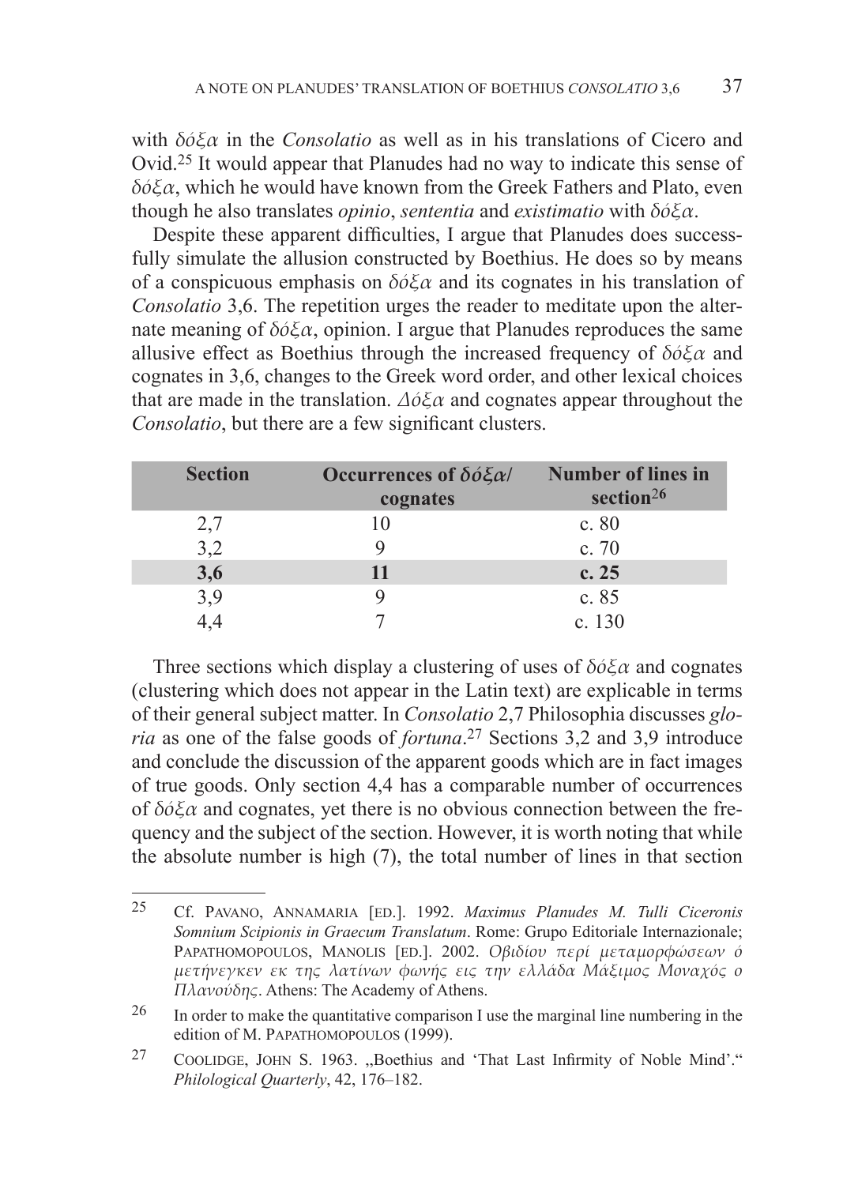with *δόξα* in the *Consolatio* as well as in his translations of Cicero and Ovid.[25] It would appear that Planudes had no way to indicate this sense of *δόξα*, which he would have known from the Greek Fathers and Plato, even though he also translates *opinio*, *sententia* and *existimatio* with *δόξα*.

Despite these apparent difficulties, I argue that Planudes does successfully simulate the allusion constructed by Boethius. He does so by means of a conspicuous emphasis on *δόξα* and its cognates in his translation of *Consolatio* 3,6. The repetition urges the reader to meditate upon the alternate meaning of *δόξα*, opinion. I argue that Planudes reproduces the same allusive effect as Boethius through the increased frequency of *δόξα* and cognates in 3,6, changes to the Greek word order, and other lexical choices that are made in the translation. *Δόξα* and cognates appear throughout the *Consolatio*, but there are a few significant clusters.

| Section | Occurrences of *δόξα*/ cognates | Number of lines in section[26] |
|---|---|---|
| 2,7 | 10 | c. 80 |
| 3,2 | 9 | c. 70 |
| **3,6** | **11** | **c. 25** |
| 3,9 | 9 | c. 85 |
| 4,4 | 7 | c. 130 |

Three sections which display a clustering of uses of *δόξα* and cognates (clustering which does not appear in the Latin text) are explicable in terms of their general subject matter. In *Consolatio* 2,7 Philosophia discusses *gloria* as one of the false goods of *fortuna*.[27] Sections 3,2 and 3,9 introduce and conclude the discussion of the apparent goods which are in fact images of true goods. Only section 4,4 has a comparable number of occurrences of *δόξα* and cognates, yet there is no obvious connection between the frequency and the subject of the section. However, it is worth noting that while the absolute number is high (7), the total number of lines in that section

---

[25] Cf. PAVANO, ANNAMARIA [ED.]. 1992. *Maximus Planudes M. Tulli Ciceronis Somnium Scipionis in Graecum Translatum*. Rome: Grupo Editoriale Internazionale; PAPATHOMOPOULOS, MANOLIS [ED.]. 2002. *Οβιδίου περί μεταμορφώσεων ό μετήνεγκεν εκ της λατίνων φωνής εις την ελλάδα Μάξιμος Μοναχός ο Πλανούδης*. Athens: The Academy of Athens.

[26] In order to make the quantitative comparison I use the marginal line numbering in the edition of M. PAPATHOMOPOULOS (1999).

[27] COOLIDGE, JOHN S. 1963. „Boethius and 'That Last Infirmity of Noble Mind'." *Philological Quarterly*, 42, 176–182.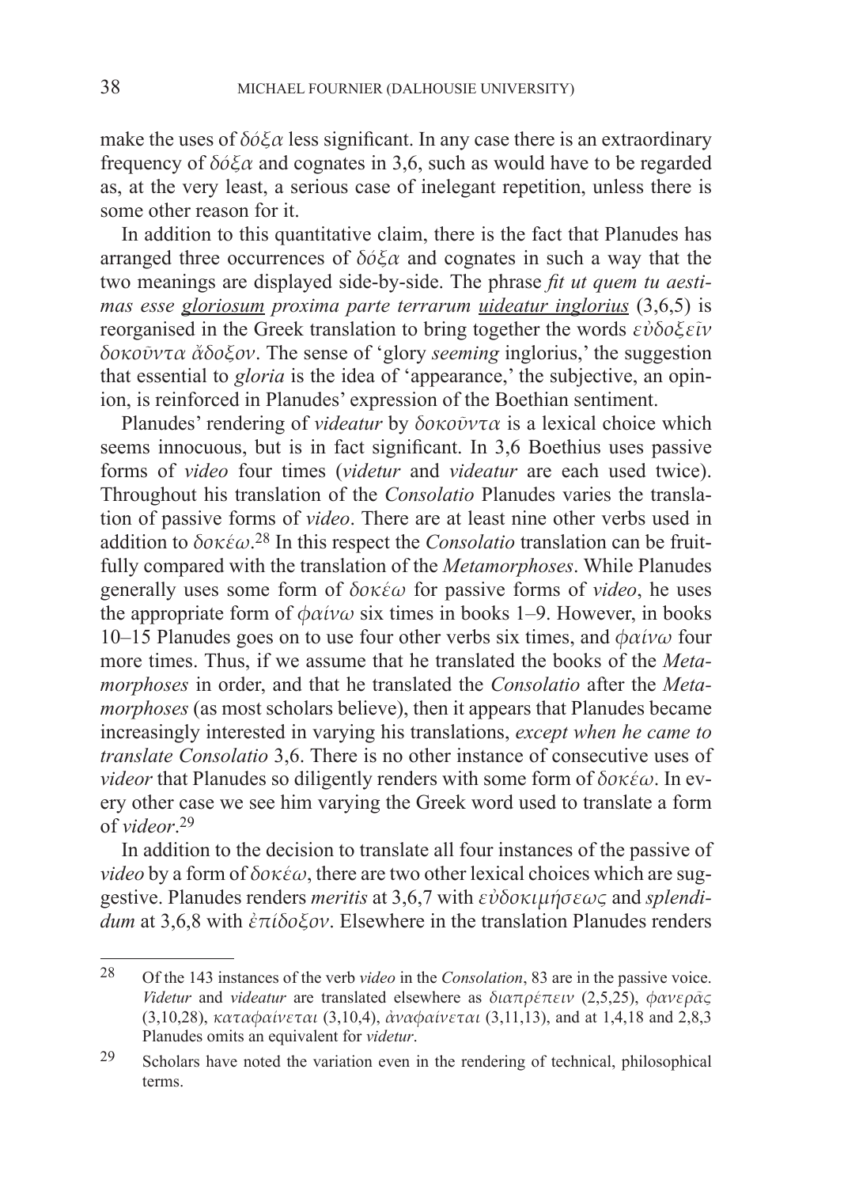make the uses of *δόξα* less significant. In any case there is an extraordinary frequency of *δόξα* and cognates in 3,6, such as would have to be regarded as, at the very least, a serious case of inelegant repetition, unless there is some other reason for it.

In addition to this quantitative claim, there is the fact that Planudes has arranged three occurrences of *δόξα* and cognates in such a way that the two meanings are displayed side-by-side. The phrase *fit ut quem tu aestimas esse <u>gloriosum</u> proxima parte terrarum <u>uideatur inglorius</u>* (3,6,5) is reorganised in the Greek translation to bring together the words *εὐδοξεῖν δοκοῦντα ἄδοξον*. The sense of 'glory *seeming* inglorius,' the suggestion that essential to *gloria* is the idea of 'appearance,' the subjective, an opinion, is reinforced in Planudes' expression of the Boethian sentiment.

Planudes' rendering of *videatur* by *δοκοῦντα* is a lexical choice which seems innocuous, but is in fact significant. In 3,6 Boethius uses passive forms of *video* four times (*videtur* and *videatur* are each used twice). Throughout his translation of the *Consolatio* Planudes varies the translation of passive forms of *video*. There are at least nine other verbs used in addition to *δοκέω*.[28] In this respect the *Consolatio* translation can be fruitfully compared with the translation of the *Metamorphoses*. While Planudes generally uses some form of *δοκέω* for passive forms of *video*, he uses the appropriate form of *φαίνω* six times in books 1–9. However, in books 10–15 Planudes goes on to use four other verbs six times, and *φαίνω* four more times. Thus, if we assume that he translated the books of the *Metamorphoses* in order, and that he translated the *Consolatio* after the *Metamorphoses* (as most scholars believe), then it appears that Planudes became increasingly interested in varying his translations, *except when he came to translate Consolatio* 3,6. There is no other instance of consecutive uses of *videor* that Planudes so diligently renders with some form of *δοκέω*. In every other case we see him varying the Greek word used to translate a form of *videor*.[29]

In addition to the decision to translate all four instances of the passive of *video* by a form of *δοκέω*, there are two other lexical choices which are suggestive. Planudes renders *meritis* at 3,6,7 with *εὐδοκιμήσεως* and *splendidum* at 3,6,8 with *ἐπίδοξον*. Elsewhere in the translation Planudes renders

---

[28] Of the 143 instances of the verb *video* in the *Consolation*, 83 are in the passive voice. *Videtur* and *videatur* are translated elsewhere as *διαπρέπειν* (2,5,25), *φανερᾶς* (3,10,28), *καταφαίνεται* (3,10,4), *ἀναφαίνεται* (3,11,13), and at 1,4,18 and 2,8,3 Planudes omits an equivalent for *videtur*.

[29] Scholars have noted the variation even in the rendering of technical, philosophical terms.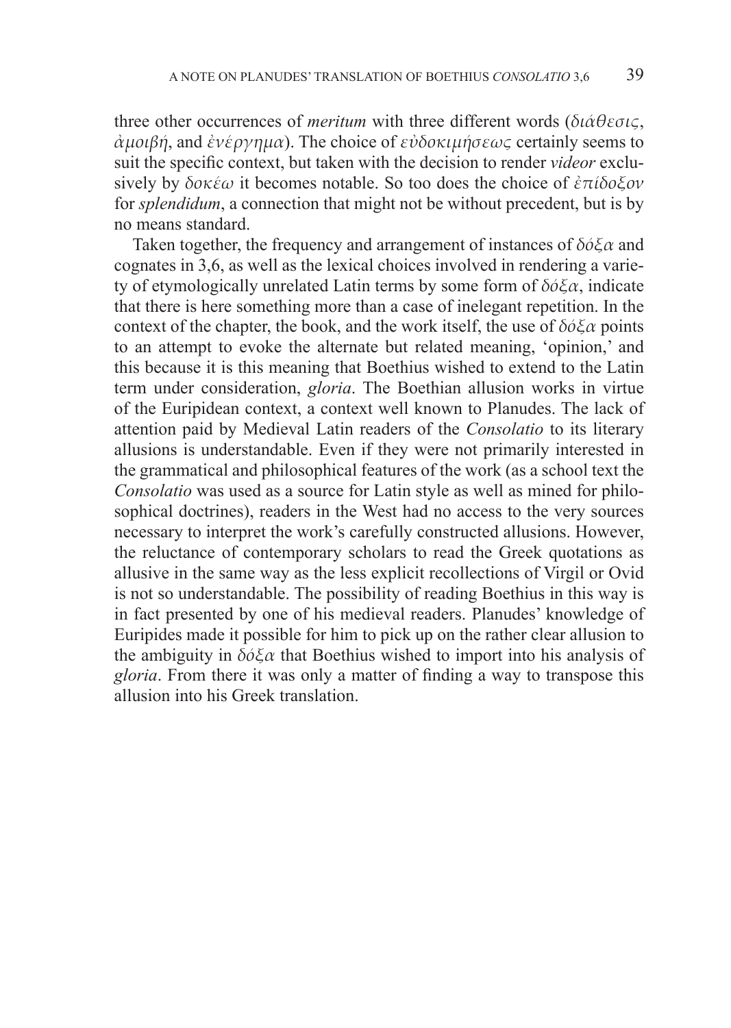three other occurrences of *meritum* with three different words (*διάθεσις*, *ἀμοιβή*, and *ἐνέργημα*). The choice of *εὐδοκιμήσεως* certainly seems to suit the specific context, but taken with the decision to render *videor* exclusively by *δοκέω* it becomes notable. So too does the choice of *ἐπίδοξον* for *splendidum*, a connection that might not be without precedent, but is by no means standard.

Taken together, the frequency and arrangement of instances of *δόξα* and cognates in 3,6, as well as the lexical choices involved in rendering a variety of etymologically unrelated Latin terms by some form of *δόξα*, indicate that there is here something more than a case of inelegant repetition. In the context of the chapter, the book, and the work itself, the use of *δόξα* points to an attempt to evoke the alternate but related meaning, 'opinion,' and this because it is this meaning that Boethius wished to extend to the Latin term under consideration, *gloria*. The Boethian allusion works in virtue of the Euripidean context, a context well known to Planudes. The lack of attention paid by Medieval Latin readers of the *Consolatio* to its literary allusions is understandable. Even if they were not primarily interested in the grammatical and philosophical features of the work (as a school text the *Consolatio* was used as a source for Latin style as well as mined for philosophical doctrines), readers in the West had no access to the very sources necessary to interpret the work's carefully constructed allusions. However, the reluctance of contemporary scholars to read the Greek quotations as allusive in the same way as the less explicit recollections of Virgil or Ovid is not so understandable. The possibility of reading Boethius in this way is in fact presented by one of his medieval readers. Planudes' knowledge of Euripides made it possible for him to pick up on the rather clear allusion to the ambiguity in *δόξα* that Boethius wished to import into his analysis of *gloria*. From there it was only a matter of finding a way to transpose this allusion into his Greek translation.